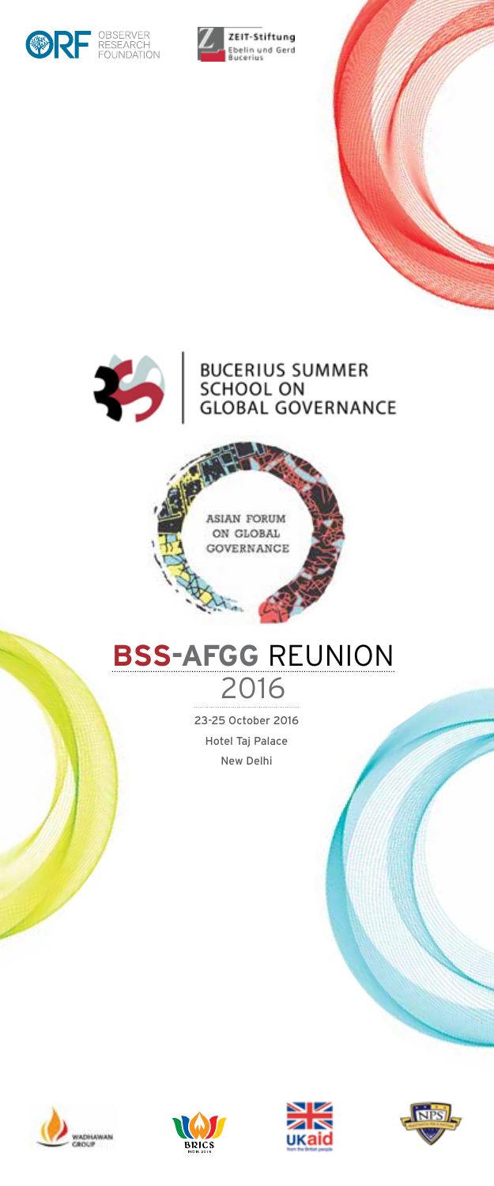OBSERVER RESEARCH FOUNDATION

ZEIT-Stiftung Ebelin und Gerd Bucerius

BUCERIUS SUMMER SCHOOL ON GLOBAL GOVERNANCE

ASIAN FORUM ON GLOBAL GOVERNANCE

# BSS-AFGG REUNION 2016

23-25 October 2016

Hotel Taj Palace

New Delhi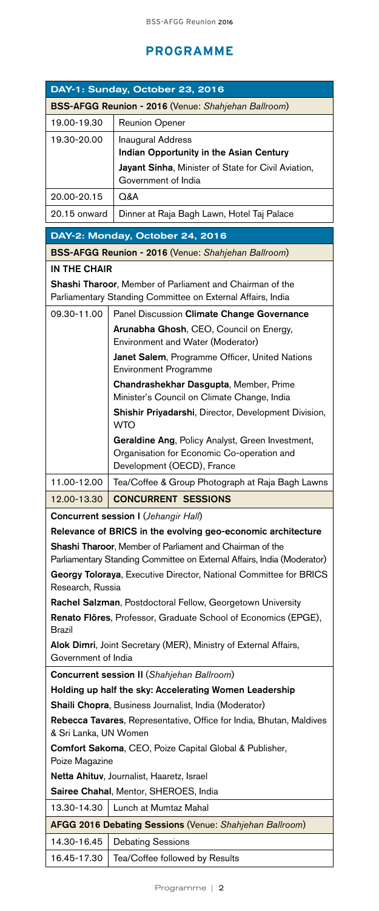## PROGRAMME

| DAY-1: Sunday, October 23, 2016 | |
|---|---|
| **BSS-AFGG Reunion - 2016** (Venue: *Shahjehan Ballroom*) | |
| 19.00-19.30 | Reunion Opener |
| 19.30-20.00 | Inaugural Address<br>**Indian Opportunity in the Asian Century**<br>**Jayant Sinha**, Minister of State for Civil Aviation, Government of India |
| 20.00-20.15 | Q&A |
| 20.15 onward | Dinner at Raja Bagh Lawn, Hotel Taj Palace |

| DAY-2: Monday, October 24, 2016 | |
|---|---|
| **BSS-AFGG Reunion - 2016** (Venue: *Shahjehan Ballroom*) | |
| **IN THE CHAIR** | |
| **Shashi Tharoor**, Member of Parliament and Chairman of the Parliamentary Standing Committee on External Affairs, India | |
| 09.30-11.00 | Panel Discussion **Climate Change Governance**<br>**Arunabha Ghosh**, CEO, Council on Energy, Environment and Water (Moderator)<br>**Janet Salem**, Programme Officer, United Nations Environment Programme<br>**Chandrashekhar Dasgupta**, Member, Prime Minister's Council on Climate Change, India<br>**Shishir Priyadarshi**, Director, Development Division, WTO<br>**Geraldine Ang**, Policy Analyst, Green Investment, Organisation for Economic Co-operation and Development (OECD), France |
| 11.00-12.00 | Tea/Coffee & Group Photograph at Raja Bagh Lawns |
| 12.00-13.30 | **CONCURRENT SESSIONS** |
| **Concurrent session I** (*Jehangir Hall*)<br>**Relevance of BRICS in the evolving geo-economic architecture**<br>**Shashi Tharoor**, Member of Parliament and Chairman of the Parliamentary Standing Committee on External Affairs, India (Moderator)<br>**Georgy Toloraya**, Executive Director, National Committee for BRICS Research, Russia<br>**Rachel Salzman**, Postdoctoral Fellow, Georgetown University<br>**Renato Flôres**, Professor, Graduate School of Economics (EPGE), Brazil<br>**Alok Dimri**, Joint Secretary (MER), Ministry of External Affairs, Government of India | |
| **Concurrent session II** (*Shahjehan Ballroom*)<br>**Holding up half the sky: Accelerating Women Leadership**<br>**Shaili Chopra**, Business Journalist, India (Moderator)<br>**Rebecca Tavares**, Representative, Office for India, Bhutan, Maldives & Sri Lanka, UN Women<br>**Comfort Sakoma**, CEO, Poize Capital Global & Publisher, Poize Magazine<br>**Netta Ahituv**, Journalist, Haaretz, Israel<br>**Sairee Chahal**, Mentor, SHEROES, India | |
| 13.30-14.30 | Lunch at Mumtaz Mahal |
| **AFGG 2016 Debating Sessions** (Venue: *Shahjehan Ballroom*) | |
| 14.30-16.45 | Debating Sessions |
| 16.45-17.30 | Tea/Coffee followed by Results |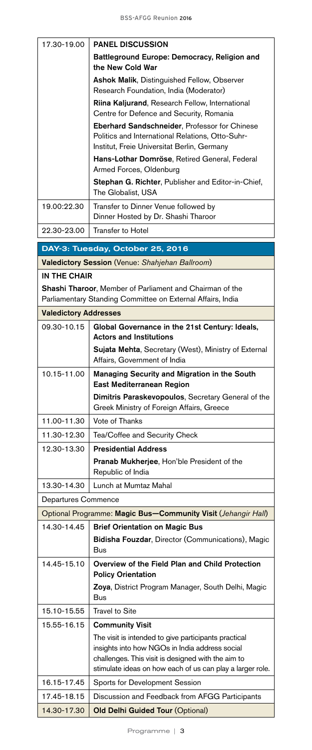| | |
|---|---|
| 17.30-19.00 | **PANEL DISCUSSION** |
| | **Battleground Europe: Democracy, Religion and the New Cold War** |
| | **Ashok Malik**, Distinguished Fellow, Observer Research Foundation, India (Moderator) |
| | **Riina Kaljurand**, Research Fellow, International Centre for Defence and Security, Romania |
| | **Eberhard Sandschneider**, Professor for Chinese Politics and International Relations, Otto-Suhr-Institut, Freie Universitat Berlin, Germany |
| | **Hans-Lothar Domröse**, Retired General, Federal Armed Forces, Oldenburg |
| | **Stephan G. Richter**, Publisher and Editor-in-Chief, The Globalist, USA |
| 19.00:22.30 | Transfer to Dinner Venue followed by Dinner Hosted by Dr. Shashi Tharoor |
| 22.30-23.00 | Transfer to Hotel |

## DAY-3: Tuesday, October 25, 2016

**Valedictory Session** (Venue: *Shahjehan Ballroom*)

**IN THE CHAIR**

**Shashi Tharoor**, Member of Parliament and Chairman of the Parliamentary Standing Committee on External Affairs, India

**Valedictory Addresses**

| | |
|---|---|
| 09.30-10.15 | **Global Governance in the 21st Century: Ideals, Actors and Institutions** |
| | **Sujata Mehta**, Secretary (West), Ministry of External Affairs, Government of India |
| 10.15-11.00 | **Managing Security and Migration in the South East Mediterranean Region** |
| | **Dimitris Paraskevopoulos**, Secretary General of the Greek Ministry of Foreign Affairs, Greece |
| 11.00-11.30 | Vote of Thanks |
| 11.30-12.30 | Tea/Coffee and Security Check |
| 12.30-13.30 | **Presidential Address** |
| | **Pranab Mukherjee**, Hon'ble President of the Republic of India |
| 13.30-14.30 | Lunch at Mumtaz Mahal |

Departures Commence

Optional Programme: **Magic Bus—Community Visit** (*Jehangir Hall*)

| | |
|---|---|
| 14.30-14.45 | **Brief Orientation on Magic Bus** |
| | **Bidisha Fouzdar**, Director (Communications), Magic Bus |
| 14.45-15.10 | **Overview of the Field Plan and Child Protection Policy Orientation** |
| | **Zoya**, District Program Manager, South Delhi, Magic Bus |
| 15.10-15.55 | Travel to Site |
| 15.55-16.15 | **Community Visit** |
| | The visit is intended to give participants practical insights into how NGOs in India address social challenges. This visit is designed with the aim to stimulate ideas on how each of us can play a larger role. |
| 16.15-17.45 | Sports for Development Session |
| 17.45-18.15 | Discussion and Feedback from AFGG Participants |
| 14.30-17.30 | **Old Delhi Guided Tour** (Optional) |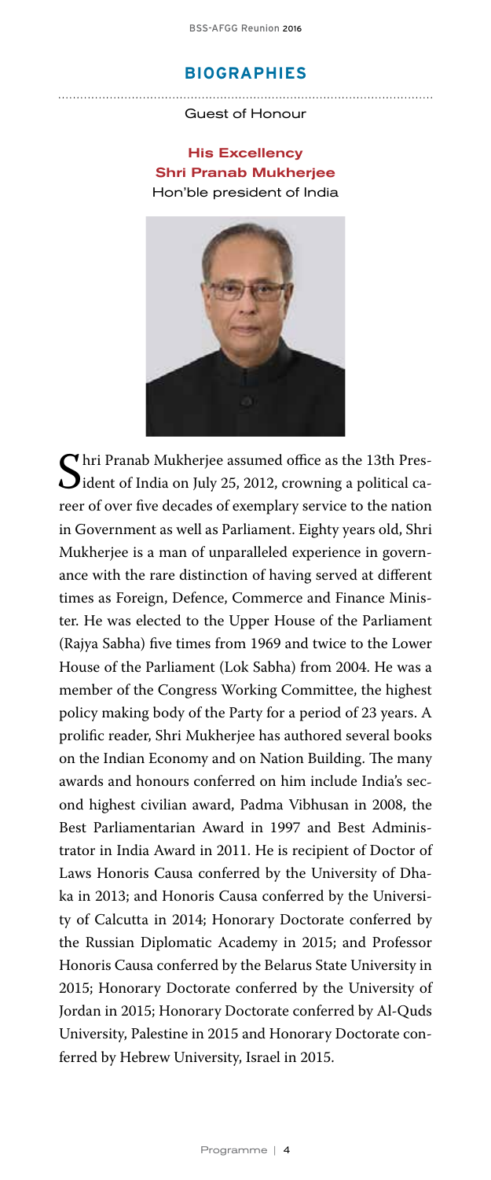## BIOGRAPHIES

Guest of Honour

**His Excellency**
**Shri Pranab Mukherjee**
Hon'ble president of India

Shri Pranab Mukherjee assumed office as the 13th President of India on July 25, 2012, crowning a political career of over five decades of exemplary service to the nation in Government as well as Parliament. Eighty years old, Shri Mukherjee is a man of unparalleled experience in governance with the rare distinction of having served at different times as Foreign, Defence, Commerce and Finance Minister. He was elected to the Upper House of the Parliament (Rajya Sabha) five times from 1969 and twice to the Lower House of the Parliament (Lok Sabha) from 2004. He was a member of the Congress Working Committee, the highest policy making body of the Party for a period of 23 years. A prolific reader, Shri Mukherjee has authored several books on the Indian Economy and on Nation Building. The many awards and honours conferred on him include India's second highest civilian award, Padma Vibhusan in 2008, the Best Parliamentarian Award in 1997 and Best Administrator in India Award in 2011. He is recipient of Doctor of Laws Honoris Causa conferred by the University of Dhaka in 2013; and Honoris Causa conferred by the University of Calcutta in 2014; Honorary Doctorate conferred by the Russian Diplomatic Academy in 2015; and Professor Honoris Causa conferred by the Belarus State University in 2015; Honorary Doctorate conferred by the University of Jordan in 2015; Honorary Doctorate conferred by Al-Quds University, Palestine in 2015 and Honorary Doctorate conferred by Hebrew University, Israel in 2015.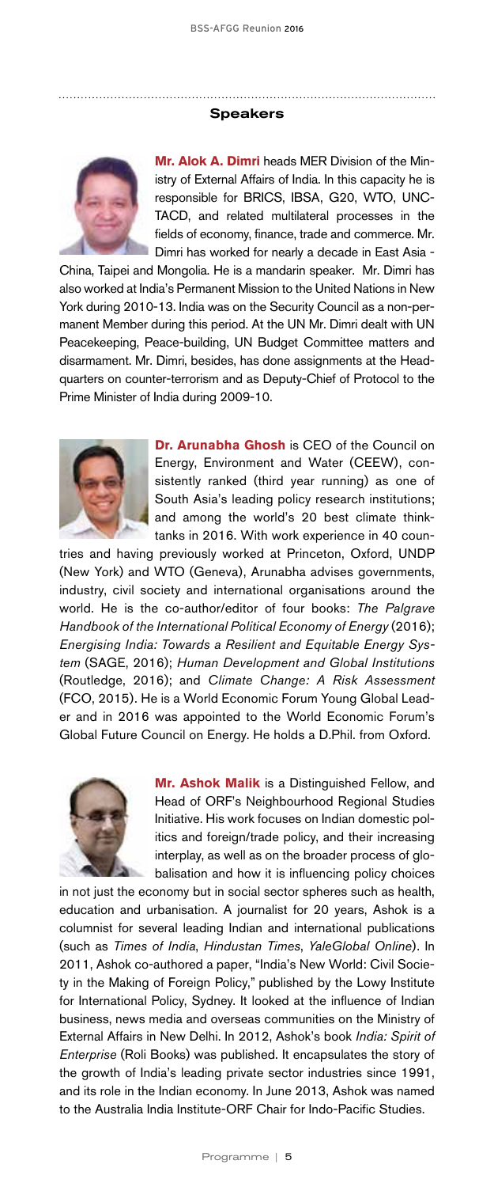## Speakers

**Mr. Alok A. Dimri** heads MER Division of the Ministry of External Affairs of India. In this capacity he is responsible for BRICS, IBSA, G20, WTO, UNCTACD, and related multilateral processes in the fields of economy, finance, trade and commerce. Mr. Dimri has worked for nearly a decade in East Asia - China, Taipei and Mongolia. He is a mandarin speaker. Mr. Dimri has also worked at India's Permanent Mission to the United Nations in New York during 2010-13. India was on the Security Council as a non-permanent Member during this period. At the UN Mr. Dimri dealt with UN Peacekeeping, Peace-building, UN Budget Committee matters and disarmament. Mr. Dimri, besides, has done assignments at the Headquarters on counter-terrorism and as Deputy-Chief of Protocol to the Prime Minister of India during 2009-10.

**Dr. Arunabha Ghosh** is CEO of the Council on Energy, Environment and Water (CEEW), consistently ranked (third year running) as one of South Asia's leading policy research institutions; and among the world's 20 best climate think-tanks in 2016. With work experience in 40 countries and having previously worked at Princeton, Oxford, UNDP (New York) and WTO (Geneva), Arunabha advises governments, industry, civil society and international organisations around the world. He is the co-author/editor of four books: *The Palgrave Handbook of the International Political Economy of Energy* (2016); *Energising India: Towards a Resilient and Equitable Energy System* (SAGE, 2016); *Human Development and Global Institutions* (Routledge, 2016); and *Climate Change: A Risk Assessment* (FCO, 2015). He is a World Economic Forum Young Global Leader and in 2016 was appointed to the World Economic Forum's Global Future Council on Energy. He holds a D.Phil. from Oxford.

**Mr. Ashok Malik** is a Distinguished Fellow, and Head of ORF's Neighbourhood Regional Studies Initiative. His work focuses on Indian domestic politics and foreign/trade policy, and their increasing interplay, as well as on the broader process of globalisation and how it is influencing policy choices in not just the economy but in social sector spheres such as health, education and urbanisation. A journalist for 20 years, Ashok is a columnist for several leading Indian and international publications (such as *Times of India*, *Hindustan Times*, *YaleGlobal Online*). In 2011, Ashok co-authored a paper, "India's New World: Civil Society in the Making of Foreign Policy," published by the Lowy Institute for International Policy, Sydney. It looked at the influence of Indian business, news media and overseas communities on the Ministry of External Affairs in New Delhi. In 2012, Ashok's book *India: Spirit of Enterprise* (Roli Books) was published. It encapsulates the story of the growth of India's leading private sector industries since 1991, and its role in the Indian economy. In June 2013, Ashok was named to the Australia India Institute-ORF Chair for Indo-Pacific Studies.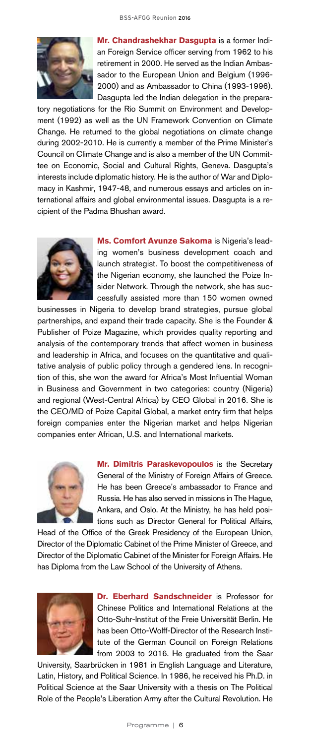**Mr. Chandrashekhar Dasgupta** is a former Indian Foreign Service officer serving from 1962 to his retirement in 2000. He served as the Indian Ambassador to the European Union and Belgium (1996-2000) and as Ambassador to China (1993-1996). Dasgupta led the Indian delegation in the preparatory negotiations for the Rio Summit on Environment and Development (1992) as well as the UN Framework Convention on Climate Change. He returned to the global negotiations on climate change during 2002-2010. He is currently a member of the Prime Minister's Council on Climate Change and is also a member of the UN Committee on Economic, Social and Cultural Rights, Geneva. Dasgupta's interests include diplomatic history. He is the author of War and Diplomacy in Kashmir, 1947-48, and numerous essays and articles on international affairs and global environmental issues. Dasgupta is a recipient of the Padma Bhushan award.

**Ms. Comfort Avunze Sakoma** is Nigeria's leading women's business development coach and launch strategist. To boost the competitiveness of the Nigerian economy, she launched the Poize Insider Network. Through the network, she has successfully assisted more than 150 women owned businesses in Nigeria to develop brand strategies, pursue global partnerships, and expand their trade capacity. She is the Founder & Publisher of Poize Magazine, which provides quality reporting and analysis of the contemporary trends that affect women in business and leadership in Africa, and focuses on the quantitative and qualitative analysis of public policy through a gendered lens. In recognition of this, she won the award for Africa's Most Influential Woman in Business and Government in two categories: country (Nigeria) and regional (West-Central Africa) by CEO Global in 2016. She is the CEO/MD of Poize Capital Global, a market entry firm that helps foreign companies enter the Nigerian market and helps Nigerian companies enter African, U.S. and International markets.

**Mr. Dimitris Paraskevopoulos** is the Secretary General of the Ministry of Foreign Affairs of Greece. He has been Greece's ambassador to France and Russia. He has also served in missions in The Hague, Ankara, and Oslo. At the Ministry, he has held positions such as Director General for Political Affairs, Head of the Office of the Greek Presidency of the European Union, Director of the Diplomatic Cabinet of the Prime Minister of Greece, and Director of the Diplomatic Cabinet of the Minister for Foreign Affairs. He has Diploma from the Law School of the University of Athens.

**Dr. Eberhard Sandschneider** is Professor for Chinese Politics and International Relations at the Otto-Suhr-Institut of the Freie Universität Berlin. He has been Otto-Wolff-Director of the Research Institute of the German Council on Foreign Relations from 2003 to 2016. He graduated from the Saar University, Saarbrücken in 1981 in English Language and Literature, Latin, History, and Political Science. In 1986, he received his Ph.D. in Political Science at the Saar University with a thesis on The Political Role of the People's Liberation Army after the Cultural Revolution. He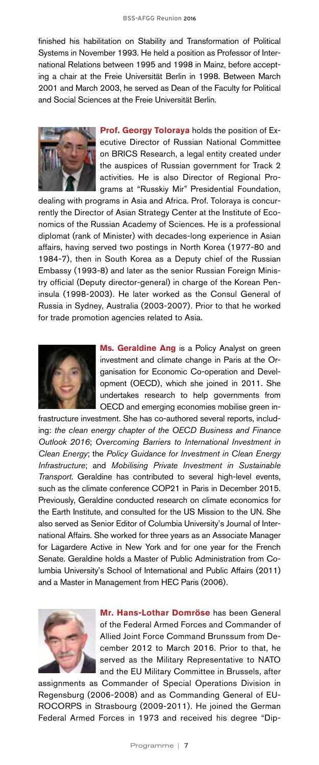finished his habilitation on Stability and Transformation of Political Systems in November 1993. He held a position as Professor of International Relations between 1995 and 1998 in Mainz, before accepting a chair at the Freie Universität Berlin in 1998. Between March 2001 and March 2003, he served as Dean of the Faculty for Political and Social Sciences at the Freie Universität Berlin.

**Prof. Georgy Toloraya** holds the position of Executive Director of Russian National Committee on BRICS Research, a legal entity created under the auspices of Russian government for Track 2 activities. He is also Director of Regional Programs at "Russkiy Mir" Presidential Foundation, dealing with programs in Asia and Africa. Prof. Toloraya is concurrently the Director of Asian Strategy Center at the Institute of Economics of the Russian Academy of Sciences. He is a professional diplomat (rank of Minister) with decades-long experience in Asian affairs, having served two postings in North Korea (1977-80 and 1984-7), then in South Korea as a Deputy chief of the Russian Embassy (1993-8) and later as the senior Russian Foreign Ministry official (Deputy director-general) in charge of the Korean Peninsula (1998-2003). He later worked as the Consul General of Russia in Sydney, Australia (2003-2007). Prior to that he worked for trade promotion agencies related to Asia.

**Ms. Geraldine Ang** is a Policy Analyst on green investment and climate change in Paris at the Organisation for Economic Co-operation and Development (OECD), which she joined in 2011. She undertakes research to help governments from OECD and emerging economies mobilise green infrastructure investment. She has co-authored several reports, including: *the clean energy chapter of the OECD Business and Finance Outlook 2016*; *Overcoming Barriers to International Investment in Clean Energy*; the *Policy Guidance for Investment in Clean Energy Infrastructure*; and *Mobilising Private Investment in Sustainable Transport*. Geraldine has contributed to several high-level events, such as the climate conference COP21 in Paris in December 2015. Previously, Geraldine conducted research on climate economics for the Earth Institute, and consulted for the US Mission to the UN. She also served as Senior Editor of Columbia University's Journal of International Affairs. She worked for three years as an Associate Manager for Lagardere Active in New York and for one year for the French Senate. Geraldine holds a Master of Public Administration from Columbia University's School of International and Public Affairs (2011) and a Master in Management from HEC Paris (2006).

**Mr. Hans-Lothar Domröse** has been General of the Federal Armed Forces and Commander of Allied Joint Force Command Brunssum from December 2012 to March 2016. Prior to that, he served as the Military Representative to NATO and the EU Military Committee in Brussels, after assignments as Commander of Special Operations Division in Regensburg (2006-2008) and as Commanding General of EUROCORPS in Strasbourg (2009-2011). He joined the German Federal Armed Forces in 1973 and received his degree "Dip-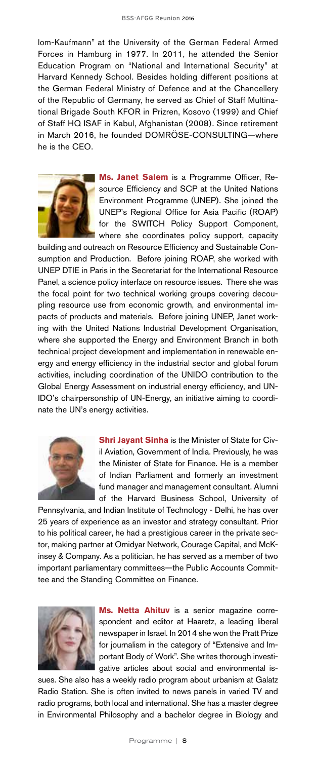lom-Kaufmann" at the University of the German Federal Armed Forces in Hamburg in 1977. In 2011, he attended the Senior Education Program on "National and International Security" at Harvard Kennedy School. Besides holding different positions at the German Federal Ministry of Defence and at the Chancellery of the Republic of Germany, he served as Chief of Staff Multinational Brigade South KFOR in Prizren, Kosovo (1999) and Chief of Staff HQ ISAF in Kabul, Afghanistan (2008). Since retirement in March 2016, he founded DOMRÖSE-CONSULTING—where he is the CEO.

**Ms. Janet Salem** is a Programme Officer, Resource Efficiency and SCP at the United Nations Environment Programme (UNEP). She joined the UNEP's Regional Office for Asia Pacific (ROAP) for the SWITCH Policy Support Component, where she coordinates policy support, capacity building and outreach on Resource Efficiency and Sustainable Consumption and Production. Before joining ROAP, she worked with UNEP DTIE in Paris in the Secretariat for the International Resource Panel, a science policy interface on resource issues. There she was the focal point for two technical working groups covering decoupling resource use from economic growth, and environmental impacts of products and materials. Before joining UNEP, Janet working with the United Nations Industrial Development Organisation, where she supported the Energy and Environment Branch in both technical project development and implementation in renewable energy and energy efficiency in the industrial sector and global forum activities, including coordination of the UNIDO contribution to the Global Energy Assessment on industrial energy efficiency, and UNIDO's chairpersonship of UN-Energy, an initiative aiming to coordinate the UN's energy activities.

**Shri Jayant Sinha** is the Minister of State for Civil Aviation, Government of India. Previously, he was the Minister of State for Finance. He is a member of Indian Parliament and formerly an investment fund manager and management consultant. Alumni of the Harvard Business School, University of Pennsylvania, and Indian Institute of Technology - Delhi, he has over 25 years of experience as an investor and strategy consultant. Prior to his political career, he had a prestigious career in the private sector, making partner at Omidyar Network, Courage Capital, and McKinsey & Company. As a politician, he has served as a member of two important parliamentary committees—the Public Accounts Committee and the Standing Committee on Finance.

**Ms. Netta Ahituv** is a senior magazine correspondent and editor at Haaretz, a leading liberal newspaper in Israel. In 2014 she won the Pratt Prize for journalism in the category of "Extensive and Important Body of Work". She writes thorough investigative articles about social and environmental issues. She also has a weekly radio program about urbanism at Galatz Radio Station. She is often invited to news panels in varied TV and radio programs, both local and international. She has a master degree in Environmental Philosophy and a bachelor degree in Biology and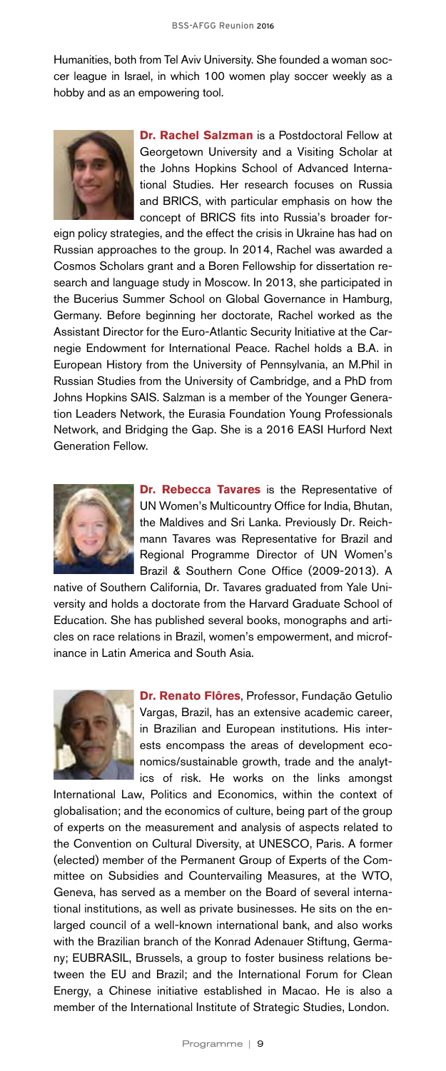Humanities, both from Tel Aviv University. She founded a woman soccer league in Israel, in which 100 women play soccer weekly as a hobby and as an empowering tool.

**Dr. Rachel Salzman** is a Postdoctoral Fellow at Georgetown University and a Visiting Scholar at the Johns Hopkins School of Advanced International Studies. Her research focuses on Russia and BRICS, with particular emphasis on how the concept of BRICS fits into Russia's broader foreign policy strategies, and the effect the crisis in Ukraine has had on Russian approaches to the group. In 2014, Rachel was awarded a Cosmos Scholars grant and a Boren Fellowship for dissertation research and language study in Moscow. In 2013, she participated in the Bucerius Summer School on Global Governance in Hamburg, Germany. Before beginning her doctorate, Rachel worked as the Assistant Director for the Euro-Atlantic Security Initiative at the Carnegie Endowment for International Peace. Rachel holds a B.A. in European History from the University of Pennsylvania, an M.Phil in Russian Studies from the University of Cambridge, and a PhD from Johns Hopkins SAIS. Salzman is a member of the Younger Generation Leaders Network, the Eurasia Foundation Young Professionals Network, and Bridging the Gap. She is a 2016 EASI Hurford Next Generation Fellow.

**Dr. Rebecca Tavares** is the Representative of UN Women's Multicountry Office for India, Bhutan, the Maldives and Sri Lanka. Previously Dr. Reichmann Tavares was Representative for Brazil and Regional Programme Director of UN Women's Brazil & Southern Cone Office (2009-2013). A native of Southern California, Dr. Tavares graduated from Yale University and holds a doctorate from the Harvard Graduate School of Education. She has published several books, monographs and articles on race relations in Brazil, women's empowerment, and microfinance in Latin America and South Asia.

**Dr. Renato Flôres**, Professor, Fundação Getulio Vargas, Brazil, has an extensive academic career, in Brazilian and European institutions. His interests encompass the areas of development economics/sustainable growth, trade and the analytics of risk. He works on the links amongst International Law, Politics and Economics, within the context of globalisation; and the economics of culture, being part of the group of experts on the measurement and analysis of aspects related to the Convention on Cultural Diversity, at UNESCO, Paris. A former (elected) member of the Permanent Group of Experts of the Committee on Subsidies and Countervailing Measures, at the WTO, Geneva, has served as a member on the Board of several international institutions, as well as private businesses. He sits on the enlarged council of a well-known international bank, and also works with the Brazilian branch of the Konrad Adenauer Stiftung, Germany; EUBRASIL, Brussels, a group to foster business relations between the EU and Brazil; and the International Forum for Clean Energy, a Chinese initiative established in Macao. He is also a member of the International Institute of Strategic Studies, London.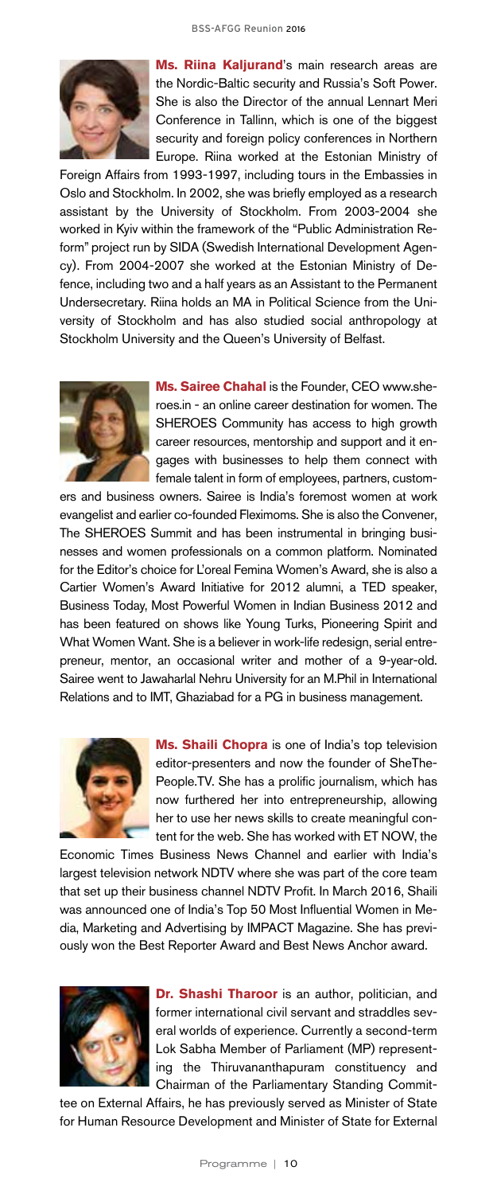**Ms. Riina Kaljurand**'s main research areas are the Nordic-Baltic security and Russia's Soft Power. She is also the Director of the annual Lennart Meri Conference in Tallinn, which is one of the biggest security and foreign policy conferences in Northern Europe. Riina worked at the Estonian Ministry of Foreign Affairs from 1993-1997, including tours in the Embassies in Oslo and Stockholm. In 2002, she was briefly employed as a research assistant by the University of Stockholm. From 2003-2004 she worked in Kyiv within the framework of the "Public Administration Reform" project run by SIDA (Swedish International Development Agency). From 2004-2007 she worked at the Estonian Ministry of Defence, including two and a half years as an Assistant to the Permanent Undersecretary. Riina holds an MA in Political Science from the University of Stockholm and has also studied social anthropology at Stockholm University and the Queen's University of Belfast.

**Ms. Sairee Chahal** is the Founder, CEO www.sheroes.in - an online career destination for women. The SHEROES Community has access to high growth career resources, mentorship and support and it engages with businesses to help them connect with female talent in form of employees, partners, customers and business owners. Sairee is India's foremost women at work evangelist and earlier co-founded Fleximoms. She is also the Convener, The SHEROES Summit and has been instrumental in bringing businesses and women professionals on a common platform. Nominated for the Editor's choice for L'oreal Femina Women's Award, she is also a Cartier Women's Award Initiative for 2012 alumni, a TED speaker, Business Today, Most Powerful Women in Indian Business 2012 and has been featured on shows like Young Turks, Pioneering Spirit and What Women Want. She is a believer in work-life redesign, serial entrepreneur, mentor, an occasional writer and mother of a 9-year-old. Sairee went to Jawaharlal Nehru University for an M.Phil in International Relations and to IMT, Ghaziabad for a PG in business management.

**Ms. Shaili Chopra** is one of India's top television editor-presenters and now the founder of SheThePeople.TV. She has a prolific journalism, which has now furthered her into entrepreneurship, allowing her to use her news skills to create meaningful content for the web. She has worked with ET NOW, the Economic Times Business News Channel and earlier with India's largest television network NDTV where she was part of the core team that set up their business channel NDTV Profit. In March 2016, Shaili was announced one of India's Top 50 Most Influential Women in Media, Marketing and Advertising by IMPACT Magazine. She has previously won the Best Reporter Award and Best News Anchor award.

**Dr. Shashi Tharoor** is an author, politician, and former international civil servant and straddles several worlds of experience. Currently a second-term Lok Sabha Member of Parliament (MP) representing the Thiruvananthapuram constituency and Chairman of the Parliamentary Standing Committee on External Affairs, he has previously served as Minister of State for Human Resource Development and Minister of State for External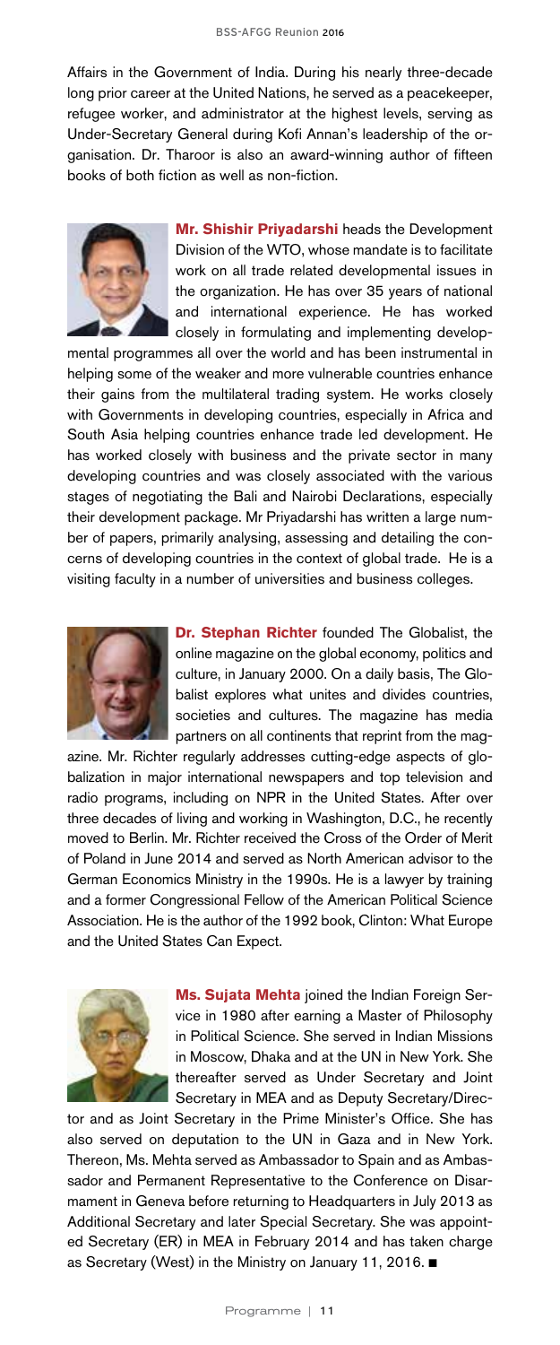Affairs in the Government of India. During his nearly three-decade long prior career at the United Nations, he served as a peacekeeper, refugee worker, and administrator at the highest levels, serving as Under-Secretary General during Kofi Annan's leadership of the organisation. Dr. Tharoor is also an award-winning author of fifteen books of both fiction as well as non-fiction.

**Mr. Shishir Priyadarshi** heads the Development Division of the WTO, whose mandate is to facilitate work on all trade related developmental issues in the organization. He has over 35 years of national and international experience. He has worked closely in formulating and implementing developmental programmes all over the world and has been instrumental in helping some of the weaker and more vulnerable countries enhance their gains from the multilateral trading system. He works closely with Governments in developing countries, especially in Africa and South Asia helping countries enhance trade led development. He has worked closely with business and the private sector in many developing countries and was closely associated with the various stages of negotiating the Bali and Nairobi Declarations, especially their development package. Mr Priyadarshi has written a large number of papers, primarily analysing, assessing and detailing the concerns of developing countries in the context of global trade. He is a visiting faculty in a number of universities and business colleges.

**Dr. Stephan Richter** founded The Globalist, the online magazine on the global economy, politics and culture, in January 2000. On a daily basis, The Globalist explores what unites and divides countries, societies and cultures. The magazine has media partners on all continents that reprint from the magazine. Mr. Richter regularly addresses cutting-edge aspects of globalization in major international newspapers and top television and radio programs, including on NPR in the United States. After over three decades of living and working in Washington, D.C., he recently moved to Berlin. Mr. Richter received the Cross of the Order of Merit of Poland in June 2014 and served as North American advisor to the German Economics Ministry in the 1990s. He is a lawyer by training and a former Congressional Fellow of the American Political Science Association. He is the author of the 1992 book, Clinton: What Europe and the United States Can Expect.

**Ms. Sujata Mehta** joined the Indian Foreign Service in 1980 after earning a Master of Philosophy in Political Science. She served in Indian Missions in Moscow, Dhaka and at the UN in New York. She thereafter served as Under Secretary and Joint Secretary in MEA and as Deputy Secretary/Director and as Joint Secretary in the Prime Minister's Office. She has also served on deputation to the UN in Gaza and in New York. Thereon, Ms. Mehta served as Ambassador to Spain and as Ambassador and Permanent Representative to the Conference on Disarmament in Geneva before returning to Headquarters in July 2013 as Additional Secretary and later Special Secretary. She was appointed Secretary (ER) in MEA in February 2014 and has taken charge as Secretary (West) in the Ministry on January 11, 2016. ■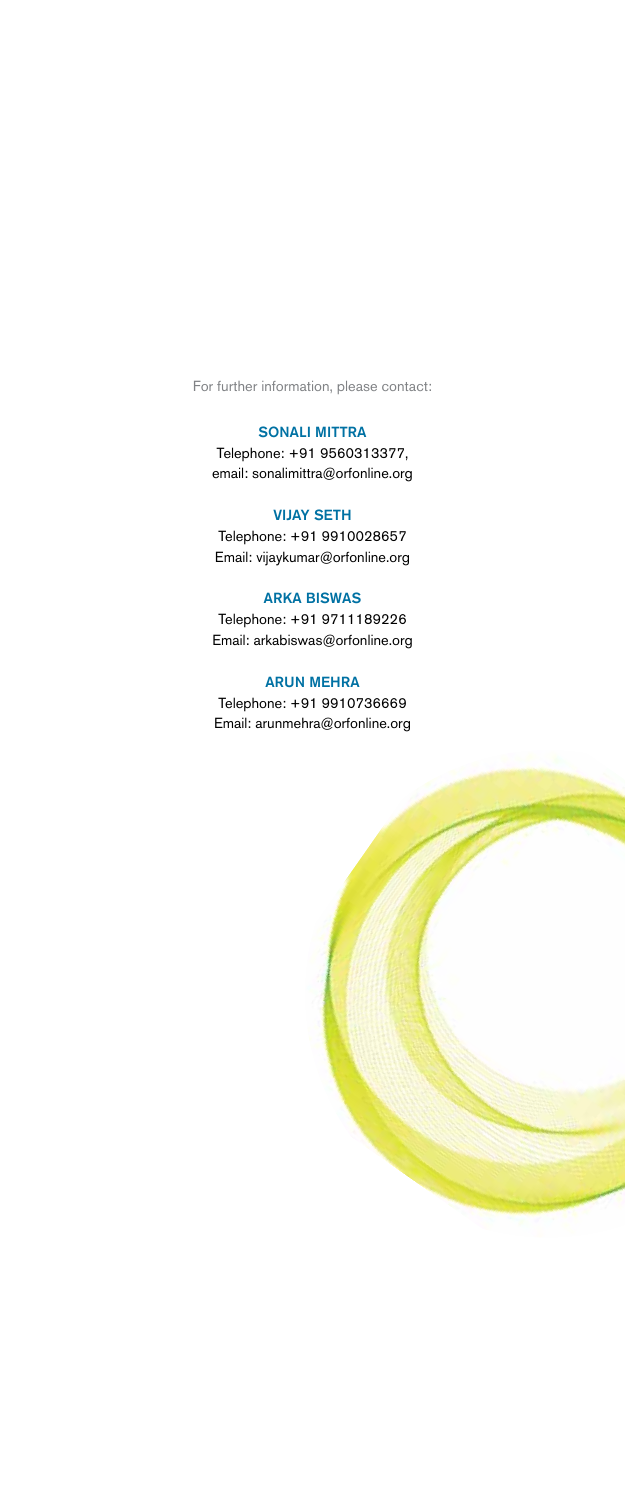For further information, please contact:

**SONALI MITTRA**

Telephone: +91 9560313377,
email: sonalimittra@orfonline.org

**VIJAY SETH**

Telephone: +91 9910028657
Email: vijaykumar@orfonline.org

**ARKA BISWAS**

Telephone: +91 9711189226
Email: arkabiswas@orfonline.org

**ARUN MEHRA**

Telephone: +91 9910736669
Email: arunmehra@orfonline.org